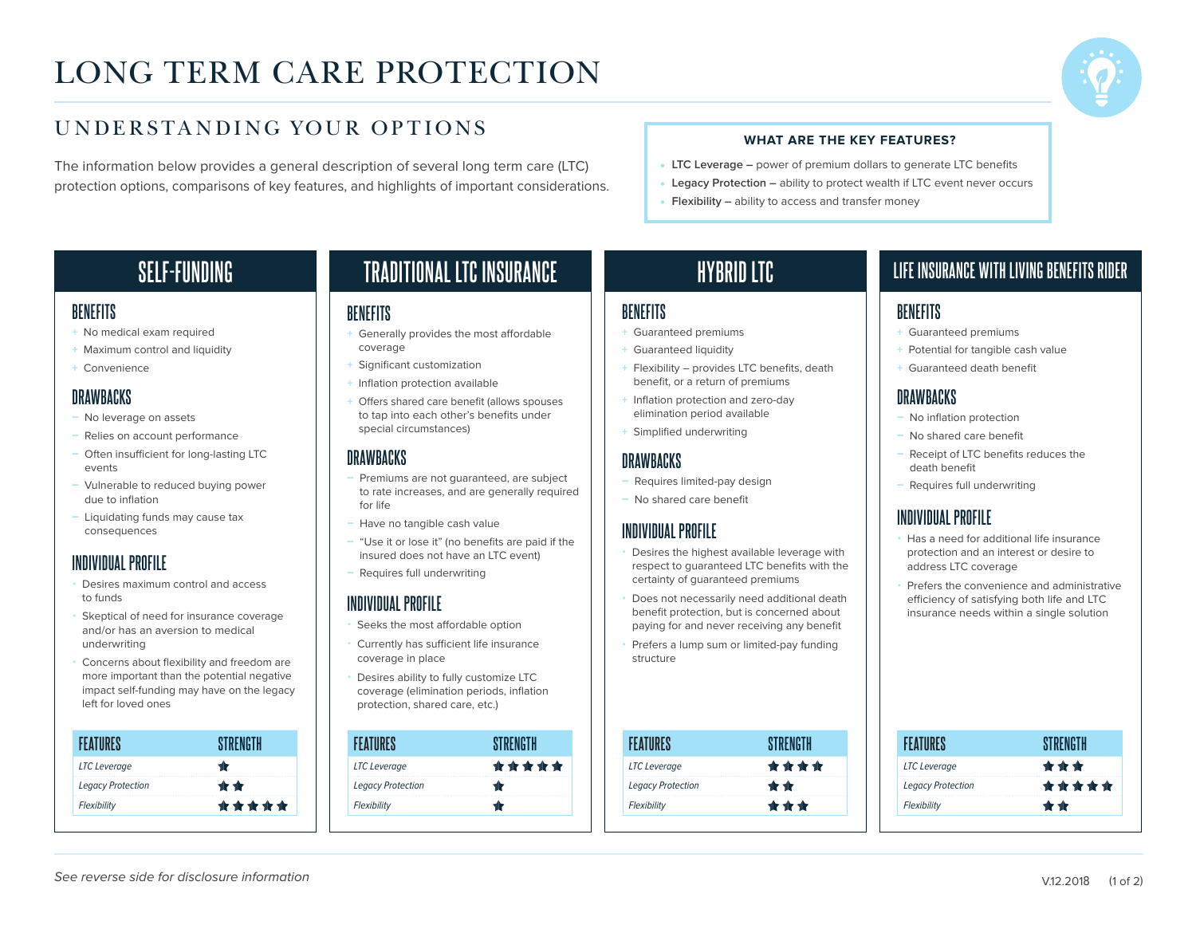# LONG TERM CARE PROTECTION

## UNDERSTANDING YOUR OPTIONS

The information below provides a general description of several long term care (LTC) protection options, comparisons of key features, and highlights of important considerations.

**WHAT ARE THE KEY FEATURES?**

- **LTC Leverage –** power of premium dollars to generate LTC benefits
- **Legacy Protection –** ability to protect wealth if LTC event never occurs
- **Flexibility –** ability to access and transfer money

## SELF-FUNDING

### BENEFITS

- No medical exam required
- Maximum control and liquidity
- Convenience

### DRAWBACKS

- No leverage on assets
- Relies on account performance
- Often insufficient for long-lasting LTC events
- Vulnerable to reduced buying power due to inflation
- Liquidating funds may cause tax consequences

### INDIVIDUAL PROFILE

- Desires maximum control and access to funds
- Skeptical of need for insurance coverage and/or has an aversion to medical underwriting
- Concerns about flexibility and freedom are more important than the potential negative impact self-funding may have on the legacy left for loved ones

| FEATURES | STRENGTH |
|---|---|
| *LTC Leverage* | ★ |
| *Legacy Protection* | ★★ |
| *Flexibility* | ★★★★★ |

## TRADITIONAL LTC INSURANCE

### BENEFITS

- Generally provides the most affordable coverage
- Significant customization
- Inflation protection available
- Offers shared care benefit (allows spouses to tap into each other's benefits under special circumstances)

### DRAWBACKS

- Premiums are not guaranteed, are subject to rate increases, and are generally required for life
- Have no tangible cash value
- "Use it or lose it" (no benefits are paid if the insured does not have an LTC event)
- Requires full underwriting

### INDIVIDUAL PROFILE

- Seeks the most affordable option
- Currently has sufficient life insurance coverage in place
- Desires ability to fully customize LTC coverage (elimination periods, inflation protection, shared care, etc.)

| FEATURES | STRENGTH |
|---|---|
| *LTC Leverage* | ★★★★★ |
| *Legacy Protection* | ★ |
| *Flexibility* | ★ |

## HYBRID LTC

### BENEFITS

- Guaranteed premiums
- Guaranteed liquidity
- Flexibility – provides LTC benefits, death benefit, or a return of premiums
- Inflation protection and zero-day elimination period available
- Simplified underwriting

### DRAWBACKS

- Requires limited-pay design
- No shared care benefit

### INDIVIDUAL PROFILE

- Desires the highest available leverage with respect to guaranteed LTC benefits with the certainty of guaranteed premiums
- Does not necessarily need additional death benefit protection, but is concerned about paying for and never receiving any benefit
- Prefers a lump sum or limited-pay funding structure

| FEATURES | STRENGTH |
|---|---|
| *LTC Leverage* | ★★★★ |
| *Legacy Protection* | ★★ |
| *Flexibility* | ★★★ |

## LIFE INSURANCE WITH LIVING BENEFITS RIDER

### BENEFITS

- Guaranteed premiums
- Potential for tangible cash value
- Guaranteed death benefit

### DRAWBACKS

- No inflation protection
- No shared care benefit
- Receipt of LTC benefits reduces the death benefit
- Requires full underwriting

### INDIVIDUAL PROFILE

- Has a need for additional life insurance protection and an interest or desire to address LTC coverage
- Prefers the convenience and administrative efficiency of satisfying both life and LTC insurance needs within a single solution

| FEATURES | STRENGTH |
|---|---|
| *LTC Leverage* | ★★★ |
| *Legacy Protection* | ★★★★★ |
| *Flexibility* | ★★ |

*See reverse side for disclosure information*

V.12.2018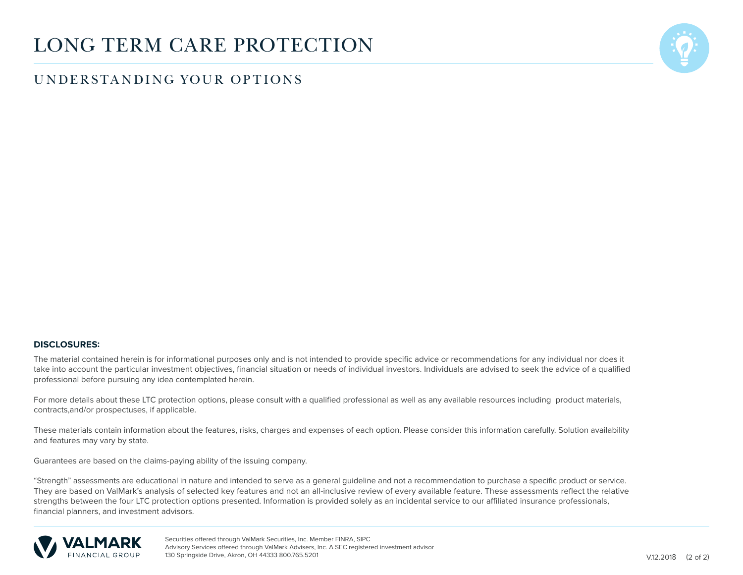# LONG TERM CARE PROTECTION

## UNDERSTANDING YOUR OPTIONS

**DISCLOSURES:**

The material contained herein is for informational purposes only and is not intended to provide specific advice or recommendations for any individual nor does it take into account the particular investment objectives, financial situation or needs of individual investors. Individuals are advised to seek the advice of a qualified professional before pursuing any idea contemplated herein.

For more details about these LTC protection options, please consult with a qualified professional as well as any available resources including product materials, contracts,and/or prospectuses, if applicable.

These materials contain information about the features, risks, charges and expenses of each option. Please consider this information carefully. Solution availability and features may vary by state.

Guarantees are based on the claims-paying ability of the issuing company.

"Strength" assessments are educational in nature and intended to serve as a general guideline and not a recommendation to purchase a specific product or service. They are based on ValMark's analysis of selected key features and not an all-inclusive review of every available feature. These assessments reflect the relative strengths between the four LTC protection options presented. Information is provided solely as an incidental service to our affiliated insurance professionals, financial planners, and investment advisors.

VALMARK FINANCIAL GROUP

Securities offered through ValMark Securities, Inc. Member FINRA, SIPC
Advisory Services offered through ValMark Advisers, Inc. A SEC registered investment advisor
130 Springside Drive, Akron, OH 44333 800.765.5201

V.12.2018